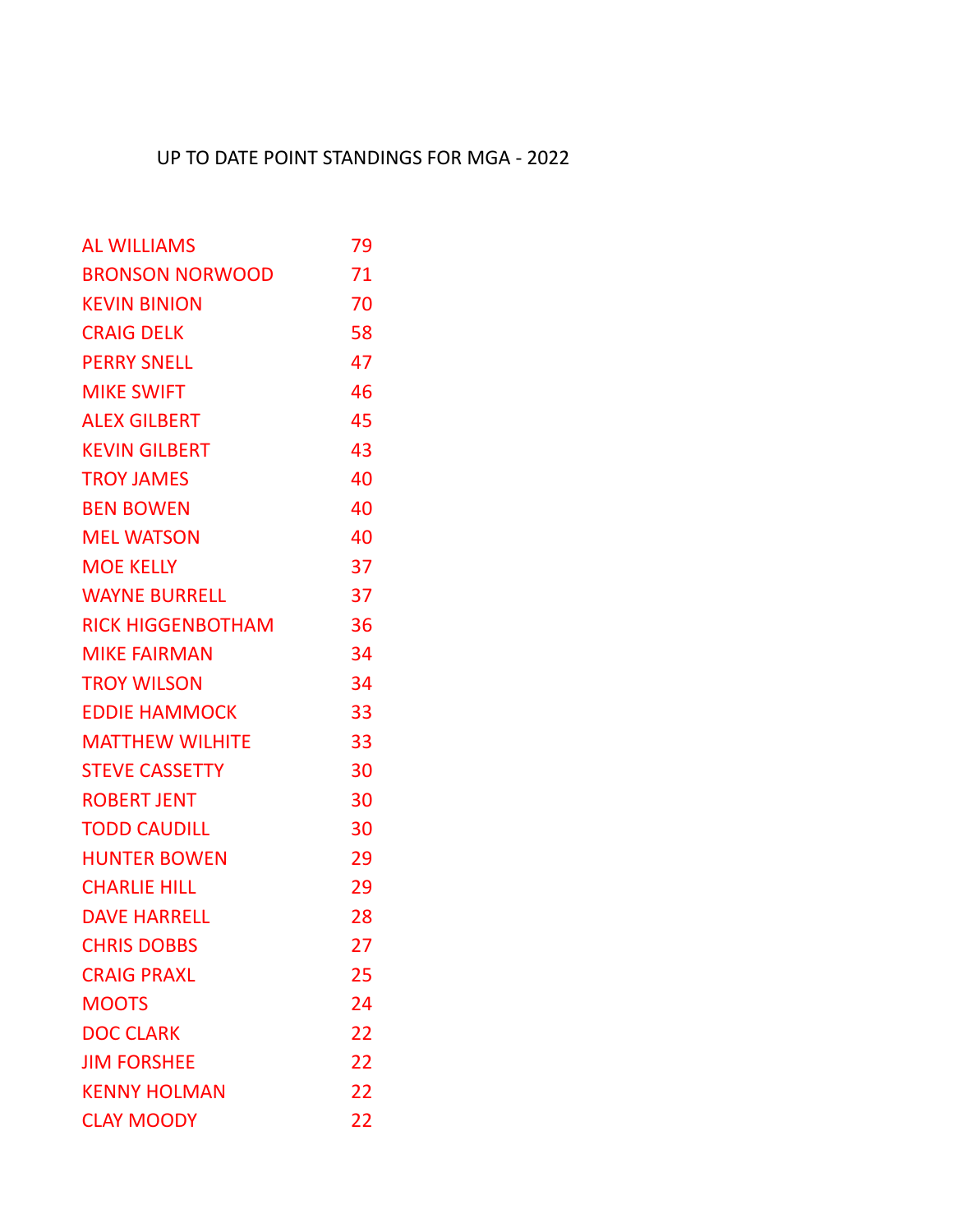# UP TO DATE POINT STANDINGS FOR MGA - 2022

| | |
|---|---|
| AL WILLIAMS | 79 |
| BRONSON NORWOOD | 71 |
| KEVIN BINION | 70 |
| CRAIG DELK | 58 |
| PERRY SNELL | 47 |
| MIKE SWIFT | 46 |
| ALEX GILBERT | 45 |
| KEVIN GILBERT | 43 |
| TROY JAMES | 40 |
| BEN BOWEN | 40 |
| MEL WATSON | 40 |
| MOE KELLY | 37 |
| WAYNE BURRELL | 37 |
| RICK HIGGENBOTHAM | 36 |
| MIKE FAIRMAN | 34 |
| TROY WILSON | 34 |
| EDDIE HAMMOCK | 33 |
| MATTHEW WILHITE | 33 |
| STEVE CASSETTY | 30 |
| ROBERT JENT | 30 |
| TODD CAUDILL | 30 |
| HUNTER BOWEN | 29 |
| CHARLIE HILL | 29 |
| DAVE HARRELL | 28 |
| CHRIS DOBBS | 27 |
| CRAIG PRAXL | 25 |
| MOOTS | 24 |
| DOC CLARK | 22 |
| JIM FORSHEE | 22 |
| KENNY HOLMAN | 22 |
| CLAY MOODY | 22 |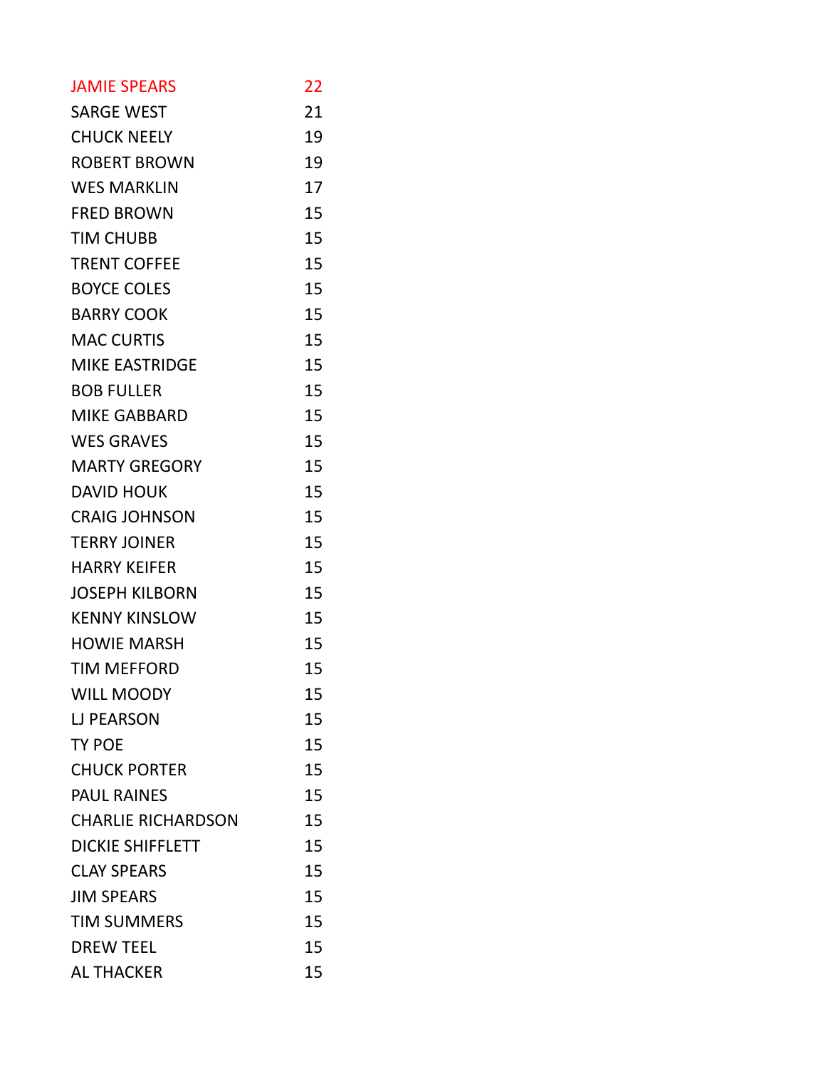| | |
|---|---|
| JAMIE SPEARS | 22 |
| SARGE WEST | 21 |
| CHUCK NEELY | 19 |
| ROBERT BROWN | 19 |
| WES MARKLIN | 17 |
| FRED BROWN | 15 |
| TIM CHUBB | 15 |
| TRENT COFFEE | 15 |
| BOYCE COLES | 15 |
| BARRY COOK | 15 |
| MAC CURTIS | 15 |
| MIKE EASTRIDGE | 15 |
| BOB FULLER | 15 |
| MIKE GABBARD | 15 |
| WES GRAVES | 15 |
| MARTY GREGORY | 15 |
| DAVID HOUK | 15 |
| CRAIG JOHNSON | 15 |
| TERRY JOINER | 15 |
| HARRY KEIFER | 15 |
| JOSEPH KILBORN | 15 |
| KENNY KINSLOW | 15 |
| HOWIE MARSH | 15 |
| TIM MEFFORD | 15 |
| WILL MOODY | 15 |
| LJ PEARSON | 15 |
| TY POE | 15 |
| CHUCK PORTER | 15 |
| PAUL RAINES | 15 |
| CHARLIE RICHARDSON | 15 |
| DICKIE SHIFFLETT | 15 |
| CLAY SPEARS | 15 |
| JIM SPEARS | 15 |
| TIM SUMMERS | 15 |
| DREW TEEL | 15 |
| AL THACKER | 15 |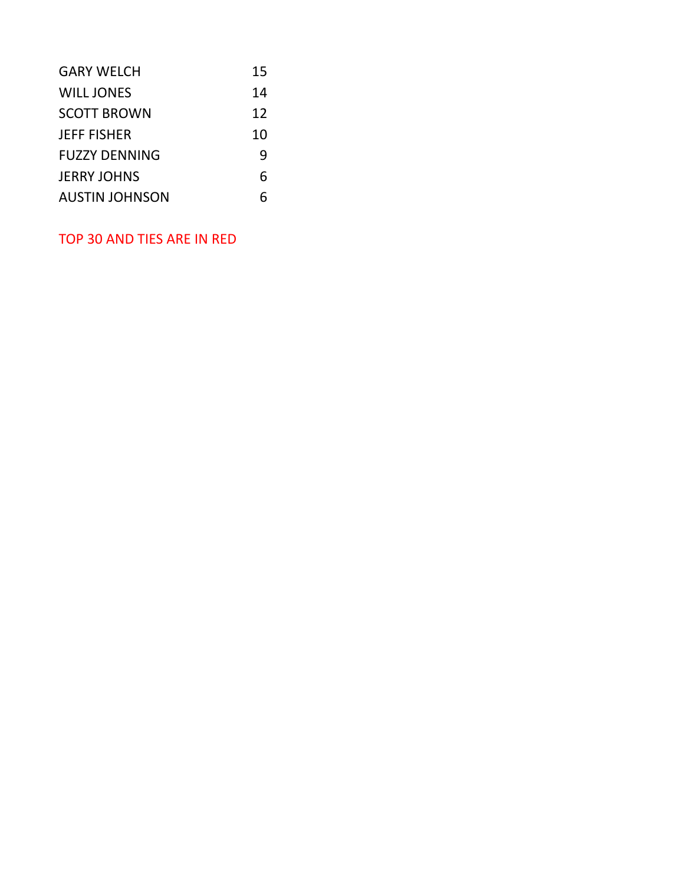| | |
|---|---|
| GARY WELCH | 15 |
| WILL JONES | 14 |
| SCOTT BROWN | 12 |
| JEFF FISHER | 10 |
| FUZZY DENNING | 9 |
| JERRY JOHNS | 6 |
| AUSTIN JOHNSON | 6 |

TOP 30 AND TIES ARE IN RED